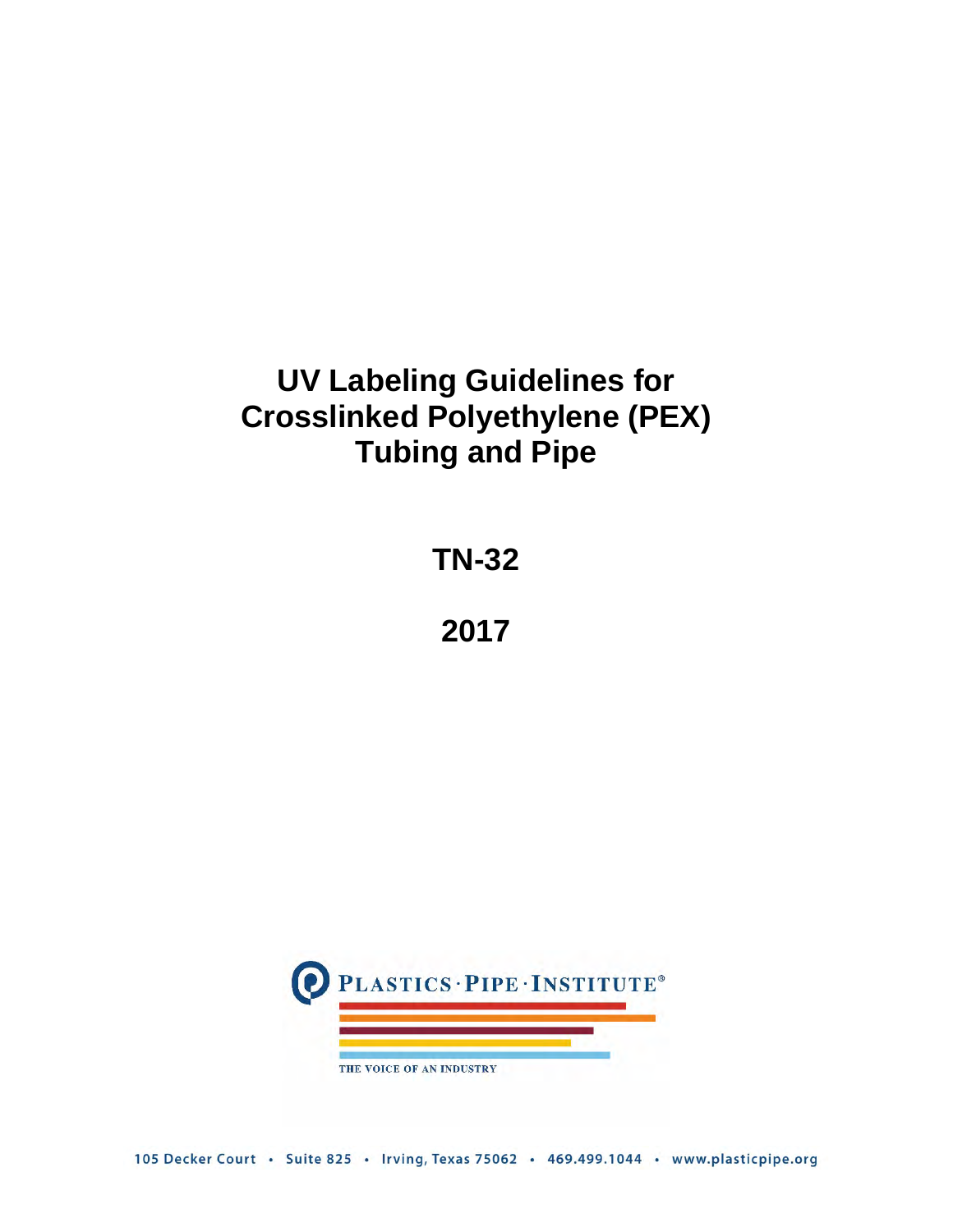# UV Labeling Guidelines for Crosslinked Polyethylene (PEX) Tubing and Pipe

## TN-32

## 2017

PLASTICS · PIPE · INSTITUTE®

THE VOICE OF AN INDUSTRY

105 Decker Court • Suite 825 • Irving, Texas 75062 • 469.499.1044 • www.plasticpipe.org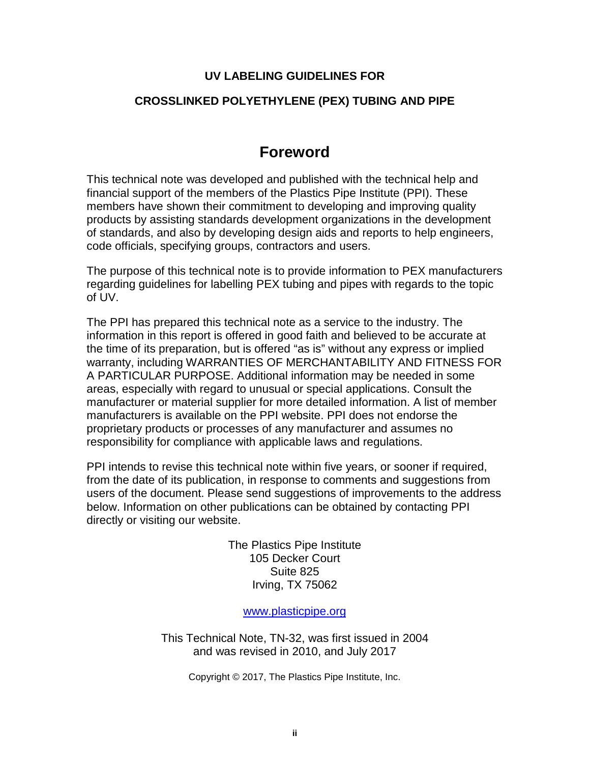**UV LABELING GUIDELINES FOR**

**CROSSLINKED POLYETHYLENE (PEX) TUBING AND PIPE**

# Foreword

This technical note was developed and published with the technical help and financial support of the members of the Plastics Pipe Institute (PPI). These members have shown their commitment to developing and improving quality products by assisting standards development organizations in the development of standards, and also by developing design aids and reports to help engineers, code officials, specifying groups, contractors and users.

The purpose of this technical note is to provide information to PEX manufacturers regarding guidelines for labelling PEX tubing and pipes with regards to the topic of UV.

The PPI has prepared this technical note as a service to the industry. The information in this report is offered in good faith and believed to be accurate at the time of its preparation, but is offered "as is" without any express or implied warranty, including WARRANTIES OF MERCHANTABILITY AND FITNESS FOR A PARTICULAR PURPOSE. Additional information may be needed in some areas, especially with regard to unusual or special applications. Consult the manufacturer or material supplier for more detailed information. A list of member manufacturers is available on the PPI website. PPI does not endorse the proprietary products or processes of any manufacturer and assumes no responsibility for compliance with applicable laws and regulations.

PPI intends to revise this technical note within five years, or sooner if required, from the date of its publication, in response to comments and suggestions from users of the document. Please send suggestions of improvements to the address below. Information on other publications can be obtained by contacting PPI directly or visiting our website.

The Plastics Pipe Institute
105 Decker Court
Suite 825
Irving, TX 75062

www.plasticpipe.org

This Technical Note, TN-32, was first issued in 2004
and was revised in 2010, and July 2017

Copyright © 2017, The Plastics Pipe Institute, Inc.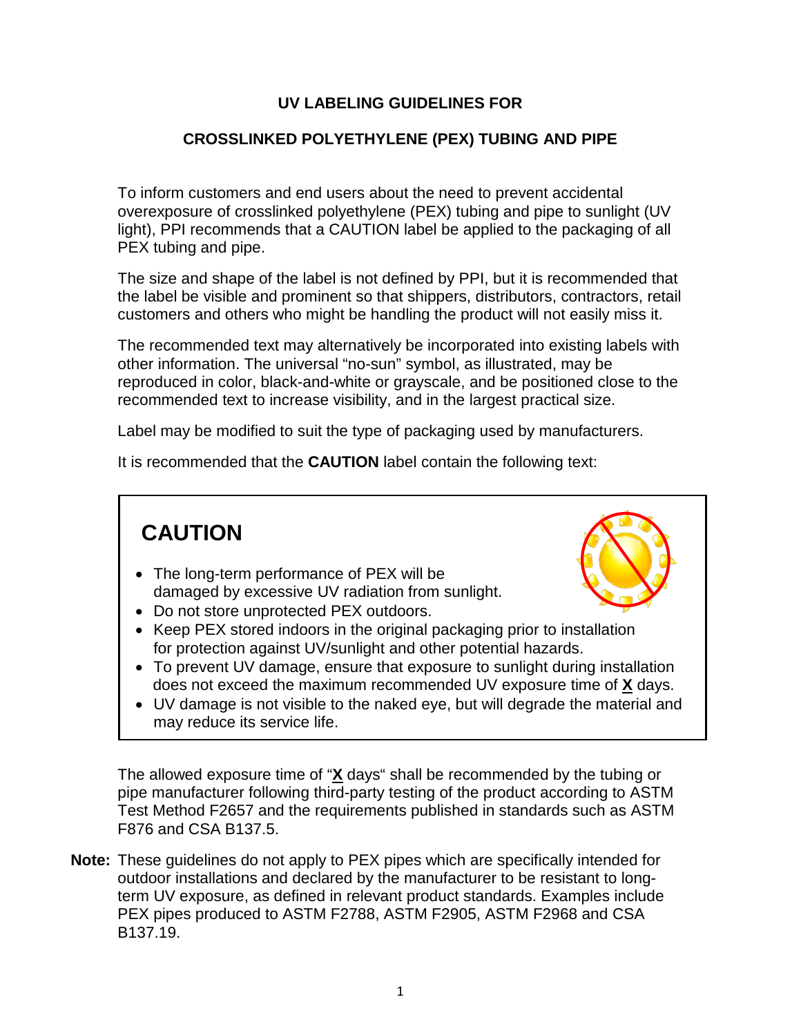# UV LABELING GUIDELINES FOR

# CROSSLINKED POLYETHYLENE (PEX) TUBING AND PIPE

To inform customers and end users about the need to prevent accidental overexposure of crosslinked polyethylene (PEX) tubing and pipe to sunlight (UV light), PPI recommends that a CAUTION label be applied to the packaging of all PEX tubing and pipe.

The size and shape of the label is not defined by PPI, but it is recommended that the label be visible and prominent so that shippers, distributors, contractors, retail customers and others who might be handling the product will not easily miss it.

The recommended text may alternatively be incorporated into existing labels with other information. The universal "no-sun" symbol, as illustrated, may be reproduced in color, black-and-white or grayscale, and be positioned close to the recommended text to increase visibility, and in the largest practical size.

Label may be modified to suit the type of packaging used by manufacturers.

It is recommended that the **CAUTION** label contain the following text:

> ## CAUTION
>
> - The long-term performance of PEX will be damaged by excessive UV radiation from sunlight.
> - Do not store unprotected PEX outdoors.
> - Keep PEX stored indoors in the original packaging prior to installation for protection against UV/sunlight and other potential hazards.
> - To prevent UV damage, ensure that exposure to sunlight during installation does not exceed the maximum recommended UV exposure time of <u>**X**</u> days.
> - UV damage is not visible to the naked eye, but will degrade the material and may reduce its service life.

The allowed exposure time of "<u>**X**</u> days" shall be recommended by the tubing or pipe manufacturer following third-party testing of the product according to ASTM Test Method F2657 and the requirements published in standards such as ASTM F876 and CSA B137.5.

**Note:** These guidelines do not apply to PEX pipes which are specifically intended for outdoor installations and declared by the manufacturer to be resistant to long-term UV exposure, as defined in relevant product standards. Examples include PEX pipes produced to ASTM F2788, ASTM F2905, ASTM F2968 and CSA B137.19.